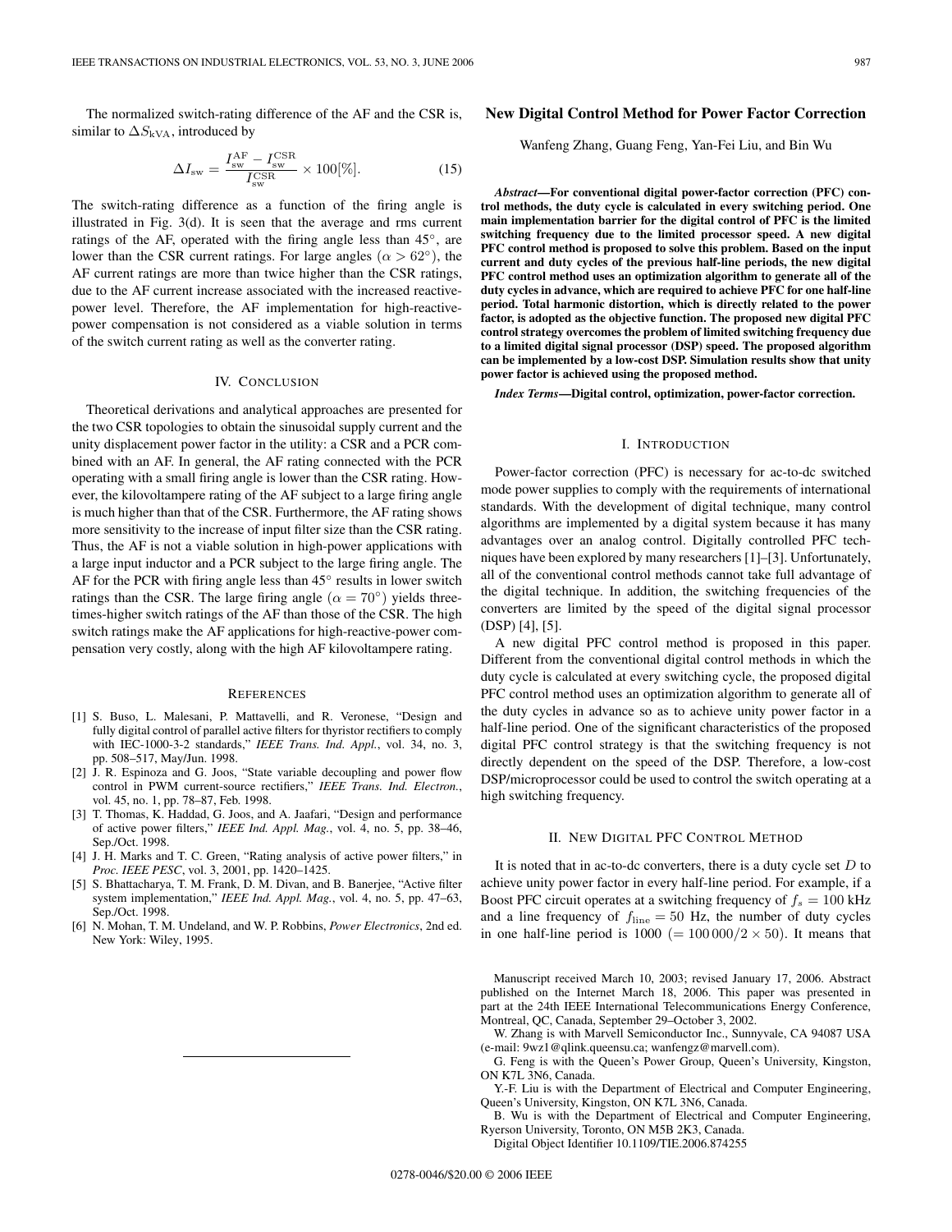The normalized switch-rating difference of the AF and the CSR is, similar to $\Delta S_{\mathrm{kVA}}$, introduced by

$$\Delta I_{\mathrm{sw}} = \frac{I_{\mathrm{sw}}^{\mathrm{AF}} - I_{\mathrm{sw}}^{\mathrm{CSR}}}{I_{\mathrm{sw}}^{\mathrm{CSR}}} \times 100[\%]. \tag{15}$$

The switch-rating difference as a function of the firing angle is illustrated in Fig. 3(d). It is seen that the average and rms current ratings of the AF, operated with the firing angle less than 45°, are lower than the CSR current ratings. For large angles ($\alpha > 62°$), the AF current ratings are more than twice higher than the CSR ratings, due to the AF current increase associated with the increased reactive-power level. Therefore, the AF implementation for high-reactive-power compensation is not considered as a viable solution in terms of the switch current rating as well as the converter rating.

## IV. Conclusion

Theoretical derivations and analytical approaches are presented for the two CSR topologies to obtain the sinusoidal supply current and the unity displacement power factor in the utility: a CSR and a PCR combined with an AF. In general, the AF rating connected with the PCR operating with a small firing angle is lower than the CSR rating. However, the kilovoltampere rating of the AF subject to a large firing angle is much higher than that of the CSR. Furthermore, the AF rating shows more sensitivity to the increase of input filter size than the CSR rating. Thus, the AF is not a viable solution in high-power applications with a large input inductor and a PCR subject to the large firing angle. The AF for the PCR with firing angle less than 45° results in lower switch ratings than the CSR. The large firing angle ($\alpha = 70°$) yields three-times-higher switch ratings of the AF than those of the CSR. The high switch ratings make the AF applications for high-reactive-power compensation very costly, along with the high AF kilovoltampere rating.

## References

[1] S. Buso, L. Malesani, P. Mattavelli, and R. Veronese, "Design and fully digital control of parallel active filters for thyristor rectifiers to comply with IEC-1000-3-2 standards," *IEEE Trans. Ind. Appl.*, vol. 34, no. 3, pp. 508–517, May/Jun. 1998.

[2] J. R. Espinoza and G. Joos, "State variable decoupling and power flow control in PWM current-source rectifiers," *IEEE Trans. Ind. Electron.*, vol. 45, no. 1, pp. 78–87, Feb. 1998.

[3] T. Thomas, K. Haddad, G. Joos, and A. Jaafari, "Design and performance of active power filters," *IEEE Ind. Appl. Mag.*, vol. 4, no. 5, pp. 38–46, Sep./Oct. 1998.

[4] J. H. Marks and T. C. Green, "Rating analysis of active power filters," in *Proc. IEEE PESC*, vol. 3, 2001, pp. 1420–1425.

[5] S. Bhattacharya, T. M. Frank, D. M. Divan, and B. Banerjee, "Active filter system implementation," *IEEE Ind. Appl. Mag.*, vol. 4, no. 5, pp. 47–63, Sep./Oct. 1998.

[6] N. Mohan, T. M. Undeland, and W. P. Robbins, *Power Electronics*, 2nd ed. New York: Wiley, 1995.

# New Digital Control Method for Power Factor Correction

Wanfeng Zhang, Guang Feng, Yan-Fei Liu, and Bin Wu

***Abstract*—For conventional digital power-factor correction (PFC) control methods, the duty cycle is calculated in every switching period. One main implementation barrier for the digital control of PFC is the limited switching frequency due to the limited processor speed. A new digital PFC control method is proposed to solve this problem. Based on the input current and duty cycles of the previous half-line periods, the new digital PFC control method uses an optimization algorithm to generate all of the duty cycles in advance, which are required to achieve PFC for one half-line period. Total harmonic distortion, which is directly related to the power factor, is adopted as the objective function. The proposed new digital PFC control strategy overcomes the problem of limited switching frequency due to a limited digital signal processor (DSP) speed. The proposed algorithm can be implemented by a low-cost DSP. Simulation results show that unity power factor is achieved using the proposed method.**

***Index Terms*—Digital control, optimization, power-factor correction.**

## I. Introduction

Power-factor correction (PFC) is necessary for ac-to-dc switched mode power supplies to comply with the requirements of international standards. With the development of digital technique, many control algorithms are implemented by a digital system because it has many advantages over an analog control. Digitally controlled PFC techniques have been explored by many researchers [1]–[3]. Unfortunately, all of the conventional control methods cannot take full advantage of the digital technique. In addition, the switching frequencies of the converters are limited by the speed of the digital signal processor (DSP) [4], [5].

A new digital PFC control method is proposed in this paper. Different from the conventional digital control methods in which the duty cycle is calculated at every switching cycle, the proposed digital PFC control method uses an optimization algorithm to generate all of the duty cycles in advance so as to achieve unity power factor in a half-line period. One of the significant characteristics of the proposed digital PFC control strategy is that the switching frequency is not directly dependent on the speed of the DSP. Therefore, a low-cost DSP/microprocessor could be used to control the switch operating at a high switching frequency.

## II. New Digital PFC Control Method

It is noted that in ac-to-dc converters, there is a duty cycle set $D$ to achieve unity power factor in every half-line period. For example, if a Boost PFC circuit operates at a switching frequency of $f_s = 100$ kHz and a line frequency of $f_{\mathrm{line}} = 50$ Hz, the number of duty cycles in one half-line period is 1000 ($= 100\,000/2 \times 50$). It means that

Manuscript received March 10, 2003; revised January 17, 2006. Abstract published on the Internet March 18, 2006. This paper was presented in part at the 24th IEEE International Telecommunications Energy Conference, Montreal, QC, Canada, September 29–October 3, 2002.

W. Zhang is with Marvell Semiconductor Inc., Sunnyvale, CA 94087 USA (e-mail: 9wz1@qlink.queensu.ca; wanfengz@marvell.com).

G. Feng is with the Queen's Power Group, Queen's University, Kingston, ON K7L 3N6, Canada.

Y.-F. Liu is with the Department of Electrical and Computer Engineering, Queen's University, Kingston, ON K7L 3N6, Canada.

B. Wu is with the Department of Electrical and Computer Engineering, Ryerson University, Toronto, ON M5B 2K3, Canada.

Digital Object Identifier 10.1109/TIE.2006.874255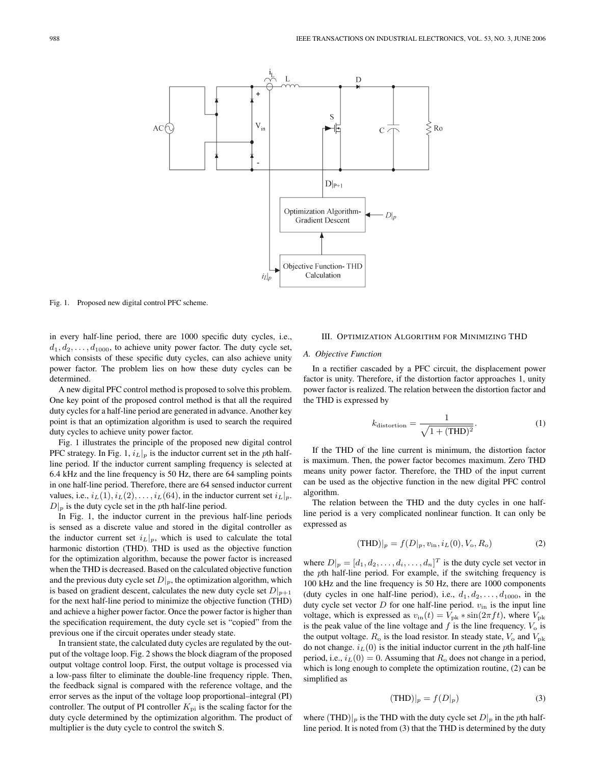Fig. 1. Proposed new digital control PFC scheme.

in every half-line period, there are 1000 specific duty cycles, i.e., $d_1, d_2, \ldots, d_{1000}$, to achieve unity power factor. The duty cycle set, which consists of these specific duty cycles, can also achieve unity power factor. The problem lies on how these duty cycles can be determined.

A new digital PFC control method is proposed to solve this problem. One key point of the proposed control method is that all the required duty cycles for a half-line period are generated in advance. Another key point is that an optimization algorithm is used to search the required duty cycles to achieve unity power factor.

Fig. 1 illustrates the principle of the proposed new digital control PFC strategy. In Fig. 1, $i_L|_p$ is the inductor current set in the $p$th half-line period. If the inductor current sampling frequency is selected at 6.4 kHz and the line frequency is 50 Hz, there are 64 sampling points in one half-line period. Therefore, there are 64 sensed inductor current values, i.e., $i_L(1), i_L(2), \ldots, i_L(64)$, in the inductor current set $i_L|_p$. $D|_p$ is the duty cycle set in the $p$th half-line period.

In Fig. 1, the inductor current in the previous half-line periods is sensed as a discrete value and stored in the digital controller as the inductor current set $i_L|_p$, which is used to calculate the total harmonic distortion (THD). THD is used as the objective function for the optimization algorithm, because the power factor is increased when the THD is decreased. Based on the calculated objective function and the previous duty cycle set $D|_p$, the optimization algorithm, which is based on gradient descent, calculates the new duty cycle set $D|_{p+1}$ for the next half-line period to minimize the objective function (THD) and achieve a higher power factor. Once the power factor is higher than the specification requirement, the duty cycle set is "copied" from the previous one if the circuit operates under steady state.

In transient state, the calculated duty cycles are regulated by the output of the voltage loop. Fig. 2 shows the block diagram of the proposed output voltage control loop. First, the output voltage is processed via a low-pass filter to eliminate the double-line frequency ripple. Then, the feedback signal is compared with the reference voltage, and the error serves as the input of the voltage loop proportional–integral (PI) controller. The output of PI controller $K_{\text{pi}}$ is the scaling factor for the duty cycle determined by the optimization algorithm. The product of multiplier is the duty cycle to control the switch S.

## III. Optimization Algorithm for Minimizing THD

### A. Objective Function

In a rectifier cascaded by a PFC circuit, the displacement power factor is unity. Therefore, if the distortion factor approaches 1, unity power factor is realized. The relation between the distortion factor and the THD is expressed by

$$k_{\text{distortion}} = \frac{1}{\sqrt{1 + (\text{THD})^2}}. \quad (1)$$

If the THD of the line current is minimum, the distortion factor is maximum. Then, the power factor becomes maximum. Zero THD means unity power factor. Therefore, the THD of the input current can be used as the objective function in the new digital PFC control algorithm.

The relation between the THD and the duty cycles in one half-line period is a very complicated nonlinear function. It can only be expressed as

$$(\text{THD})|_p = f(D|_p, v_{\text{in}}, i_L(0), V_{\text{o}}, R_{\text{o}}) \quad (2)$$

where $D|_p = [d_1, d_2, \ldots, d_i, \ldots, d_n]^T$ is the duty cycle set vector in the $p$th half-line period. For example, if the switching frequency is 100 kHz and the line frequency is 50 Hz, there are 1000 components (duty cycles in one half-line period), i.e., $d_1, d_2, \ldots, d_{1000}$, in the duty cycle set vector $D$ for one half-line period. $v_{\text{in}}$ is the input line voltage, which is expressed as $v_{\text{in}}(t) = V_{\text{pk}} * \sin(2\pi f t)$, where $V_{\text{pk}}$ is the peak value of the line voltage and $f$ is the line frequency. $V_{\text{o}}$ is the output voltage. $R_{\text{o}}$ is the load resistor. In steady state, $V_{\text{o}}$ and $V_{\text{pk}}$ do not change. $i_L(0)$ is the initial inductor current in the $p$th half-line period, i.e., $i_L(0) = 0$. Assuming that $R_{\text{o}}$ does not change in a period, which is long enough to complete the optimization routine, (2) can be simplified as

$$(\text{THD})|_p = f(D|_p) \quad (3)$$

where $(\text{THD})|_p$ is the THD with the duty cycle set $D|_p$ in the $p$th half-line period. It is noted from (3) that the THD is determined by the duty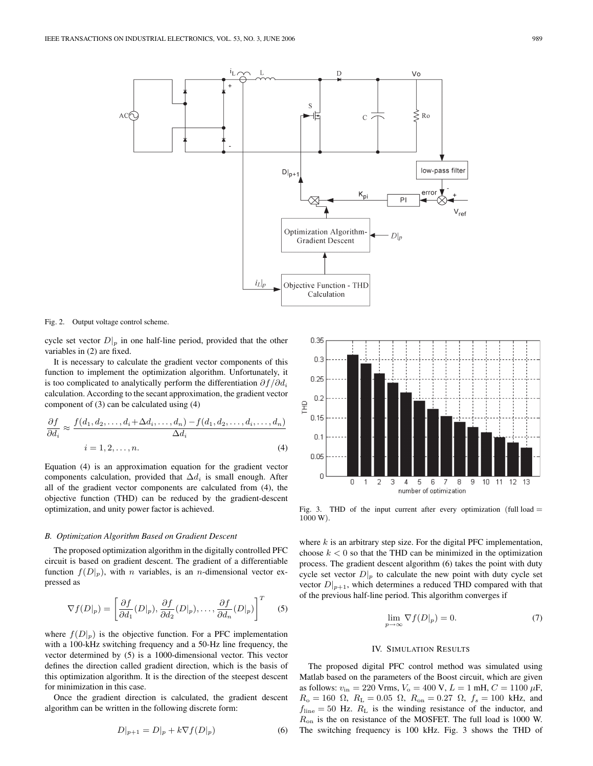Fig. 2. Output voltage control scheme.

cycle set vector $D|_p$ in one half-line period, provided that the other variables in (2) are fixed.

It is necessary to calculate the gradient vector components of this function to implement the optimization algorithm. Unfortunately, it is too complicated to analytically perform the differentiation $\partial f / \partial d_i$ calculation. According to the secant approximation, the gradient vector component of (3) can be calculated using (4)

$$\frac{\partial f}{\partial d_i} \approx \frac{f(d_1, d_2, \ldots, d_i + \Delta d_i, \ldots, d_n) - f(d_1, d_2, \ldots, d_i, \ldots, d_n)}{\Delta d_i}$$
$$i = 1, 2, \ldots, n. \tag{4}$$

Equation (4) is an approximation equation for the gradient vector components calculation, provided that $\Delta d_i$ is small enough. After all of the gradient vector components are calculated from (4), the objective function (THD) can be reduced by the gradient-descent optimization, and unity power factor is achieved.

### B. Optimization Algorithm Based on Gradient Descent

The proposed optimization algorithm in the digitally controlled PFC circuit is based on gradient descent. The gradient of a differentiable function $f(D|_p)$, with $n$ variables, is an $n$-dimensional vector expressed as

$$\nabla f(D|_p) = \left[ \frac{\partial f}{\partial d_1}(D|_p), \frac{\partial f}{\partial d_2}(D|_p), \ldots, \frac{\partial f}{\partial d_n}(D|_p) \right]^T \tag{5}$$

where $f(D|_p)$ is the objective function. For a PFC implementation with a 100-kHz switching frequency and a 50-Hz line frequency, the vector determined by (5) is a 1000-dimensional vector. This vector defines the direction called gradient direction, which is the basis of this optimization algorithm. It is the direction of the steepest descent for minimization in this case.

Once the gradient direction is calculated, the gradient descent algorithm can be written in the following discrete form:

$$D|_{p+1} = D|_p + k \nabla f(D|_p) \tag{6}$$

Fig. 3. THD of the input current after every optimization (full load $=$ 1000 W).

where $k$ is an arbitrary step size. For the digital PFC implementation, choose $k < 0$ so that the THD can be minimized in the optimization process. The gradient descent algorithm (6) takes the point with duty cycle set vector $D|_p$ to calculate the new point with duty cycle set vector $D|_{p+1}$, which determines a reduced THD compared with that of the previous half-line period. This algorithm converges if

$$\lim_{p \to \infty} \nabla f(D|_p) = 0. \tag{7}$$

## IV. Simulation Results

The proposed digital PFC control method was simulated using Matlab based on the parameters of the Boost circuit, which are given as follows: $v_{\text{in}} = 220$ Vrms, $V_{\text{o}} = 400$ V, $L = 1$ mH, $C = 1100\ \mu$F, $R_{\text{o}} = 160\ \Omega$, $R_{\text{L}} = 0.05\ \Omega$, $R_{\text{on}} = 0.27\ \Omega$, $f_s = 100$ kHz, and $f_{\text{line}} = 50$ Hz. $R_{\text{L}}$ is the winding resistance of the inductor, and $R_{\text{on}}$ is the on resistance of the MOSFET. The full load is 1000 W. The switching frequency is 100 kHz. Fig. 3 shows the THD of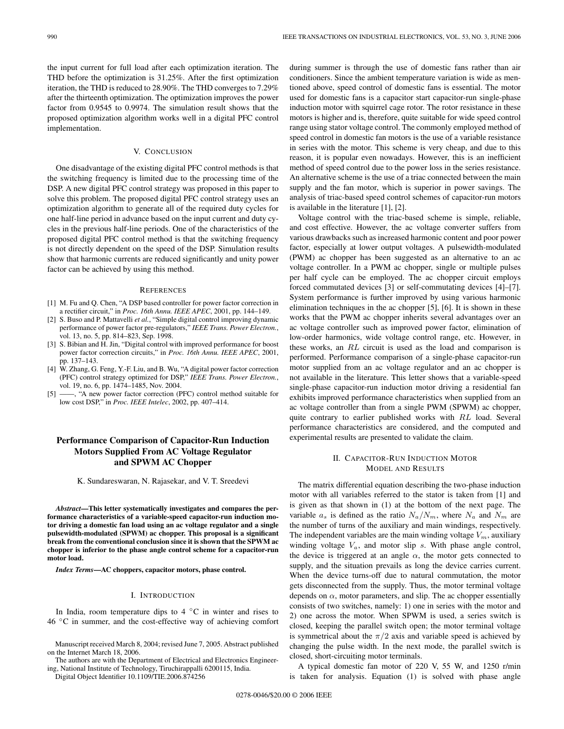the input current for full load after each optimization iteration. The THD before the optimization is 31.25%. After the first optimization iteration, the THD is reduced to 28.90%. The THD converges to 7.29% after the thirteenth optimization. The optimization improves the power factor from 0.9545 to 0.9974. The simulation result shows that the proposed optimization algorithm works well in a digital PFC control implementation.

## V. Conclusion

One disadvantage of the existing digital PFC control methods is that the switching frequency is limited due to the processing time of the DSP. A new digital PFC control strategy was proposed in this paper to solve this problem. The proposed digital PFC control strategy uses an optimization algorithm to generate all of the required duty cycles for one half-line period in advance based on the input current and duty cycles in the previous half-line periods. One of the characteristics of the proposed digital PFC control method is that the switching frequency is not directly dependent on the speed of the DSP. Simulation results show that harmonic currents are reduced significantly and unity power factor can be achieved by using this method.

## References

[1] M. Fu and Q. Chen, "A DSP based controller for power factor correction in a rectifier circuit," in *Proc. 16th Annu. IEEE APEC*, 2001, pp. 144–149.

[2] S. Buso and P. Mattavelli *et al.*, "Simple digital control improving dynamic performance of power factor pre-regulators," *IEEE Trans. Power Electron.*, vol. 13, no. 5, pp. 814–823, Sep. 1998.

[3] S. Bibian and H. Jin, "Digital control with improved performance for boost power factor correction circuits," in *Proc. 16th Annu. IEEE APEC*, 2001, pp. 137–143.

[4] W. Zhang, G. Feng, Y.-F. Liu, and B. Wu, "A digital power factor correction (PFC) control strategy optimized for DSP," *IEEE Trans. Power Electron.*, vol. 19, no. 6, pp. 1474–1485, Nov. 2004.

[5] ——, "A new power factor correction (PFC) control method suitable for low cost DSP," in *Proc. IEEE Intelec*, 2002, pp. 407–414.

# Performance Comparison of Capacitor-Run Induction Motors Supplied From AC Voltage Regulator and SPWM AC Chopper

K. Sundareswaran, N. Rajasekar, and V. T. Sreedevi

***Abstract*—This letter systematically investigates and compares the performance characteristics of a variable-speed capacitor-run induction motor driving a domestic fan load using an ac voltage regulator and a single pulsewidth-modulated (SPWM) ac chopper. This proposal is a significant break from the conventional conclusion since it is shown that the SPWM ac chopper is inferior to the phase angle control scheme for a capacitor-run motor load.**

***Index Terms*—AC choppers, capacitor motors, phase control.**

Manuscript received March 8, 2004; revised June 7, 2005. Abstract published on the Internet March 18, 2006.

The authors are with the Department of Electrical and Electronics Engineering, National Institute of Technology, Tiruchirappalli 6200115, India.

Digital Object Identifier 10.1109/TIE.2006.874256

## I. Introduction

In India, room temperature dips to 4 °C in winter and rises to 46 °C in summer, and the cost-effective way of achieving comfort during summer is through the use of domestic fans rather than air conditioners. Since the ambient temperature variation is wide as mentioned above, speed control of domestic fans is essential. The motor used for domestic fans is a capacitor start capacitor-run single-phase induction motor with squirrel cage rotor. The rotor resistance in these motors is higher and is, therefore, quite suitable for wide speed control range using stator voltage control. The commonly employed method of speed control in domestic fan motors is the use of a variable resistance in series with the motor. This scheme is very cheap, and due to this reason, it is popular even nowadays. However, this is an inefficient method of speed control due to the power loss in the series resistance. An alternative scheme is the use of a triac connected between the main supply and the fan motor, which is superior in power savings. The analysis of triac-based speed control schemes of capacitor-run motors is available in the literature [1], [2].

Voltage control with the triac-based scheme is simple, reliable, and cost effective. However, the ac voltage converter suffers from various drawbacks such as increased harmonic content and poor power factor, especially at lower output voltages. A pulsewidth-modulated (PWM) ac chopper has been suggested as an alternative to an ac voltage controller. In a PWM ac chopper, single or multiple pulses per half cycle can be employed. The ac chopper circuit employs forced commutated devices [3] or self-commutating devices [4]–[7]. System performance is further improved by using various harmonic elimination techniques in the ac chopper [5], [6]. It is shown in these works that the PWM ac chopper inherits several advantages over an ac voltage controller such as improved power factor, elimination of low-order harmonics, wide voltage control range, etc. However, in these works, an $RL$ circuit is used as the load and comparison is performed. Performance comparison of a single-phase capacitor-run motor supplied from an ac voltage regulator and an ac chopper is not available in the literature. This letter shows that a variable-speed single-phase capacitor-run induction motor driving a residential fan exhibits improved performance characteristics when supplied from an ac voltage controller than from a single PWM (SPWM) ac chopper, quite contrary to earlier published works with $RL$ load. Several performance characteristics are considered, and the computed and experimental results are presented to validate the claim.

## II. Capacitor-Run Induction Motor Model and Results

The matrix differential equation describing the two-phase induction motor with all variables referred to the stator is taken from [1] and is given as that shown in (1) at the bottom of the next page. The variable $a_s$ is defined as the ratio $N_a/N_m$, where $N_a$ and $N_m$ are the number of turns of the auxiliary and main windings, respectively. The independent variables are the main winding voltage $V_m$, auxiliary winding voltage $V_a$, and motor slip $s$. With phase angle control, the device is triggered at an angle $\alpha$, the motor gets connected to supply, and the situation prevails as long the device carries current. When the device turns-off due to natural commutation, the motor gets disconnected from the supply. Thus, the motor terminal voltage depends on $\alpha$, motor parameters, and slip. The ac chopper essentially consists of two switches, namely: 1) one in series with the motor and 2) one across the motor. When SPWM is used, a series switch is closed, keeping the parallel switch open; the motor terminal voltage is symmetrical about the $\pi/2$ axis and variable speed is achieved by changing the pulse width. In the next mode, the parallel switch is closed, short-circuiting motor terminals.

A typical domestic fan motor of 220 V, 55 W, and 1250 r/min is taken for analysis. Equation (1) is solved with phase angle